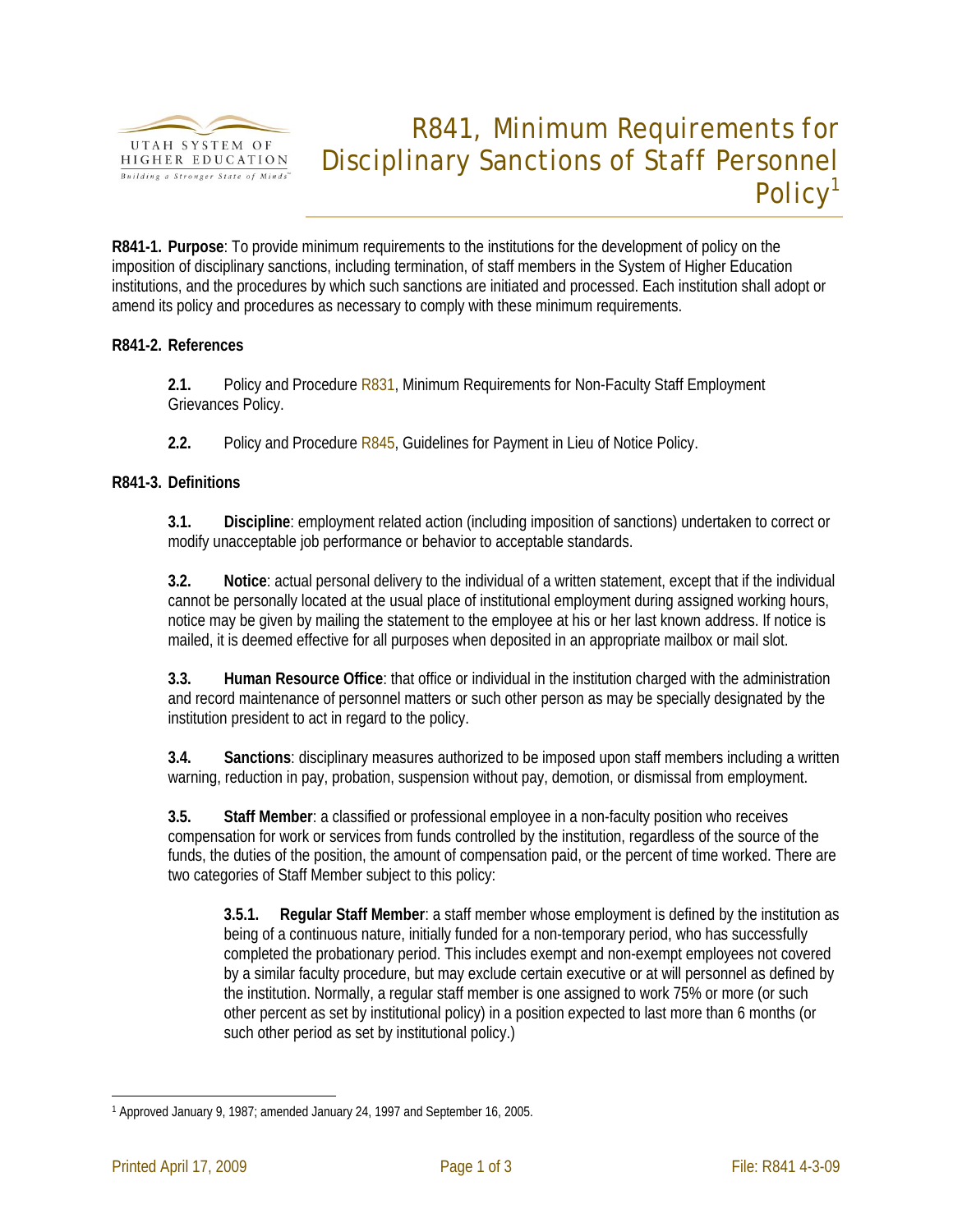# R841, Minimum Requirements for Disciplinary Sanctions of Staff Personnel Policy[1]

**R841-1. Purpose**: To provide minimum requirements to the institutions for the development of policy on the imposition of disciplinary sanctions, including termination, of staff members in the System of Higher Education institutions, and the procedures by which such sanctions are initiated and processed. Each institution shall adopt or amend its policy and procedures as necessary to comply with these minimum requirements.

**R841-2. References**

**2.1.** Policy and Procedure R831, Minimum Requirements for Non-Faculty Staff Employment Grievances Policy.

**2.2.** Policy and Procedure R845, Guidelines for Payment in Lieu of Notice Policy.

**R841-3. Definitions**

**3.1. Discipline**: employment related action (including imposition of sanctions) undertaken to correct or modify unacceptable job performance or behavior to acceptable standards.

**3.2. Notice**: actual personal delivery to the individual of a written statement, except that if the individual cannot be personally located at the usual place of institutional employment during assigned working hours, notice may be given by mailing the statement to the employee at his or her last known address. If notice is mailed, it is deemed effective for all purposes when deposited in an appropriate mailbox or mail slot.

**3.3. Human Resource Office**: that office or individual in the institution charged with the administration and record maintenance of personnel matters or such other person as may be specially designated by the institution president to act in regard to the policy.

**3.4. Sanctions**: disciplinary measures authorized to be imposed upon staff members including a written warning, reduction in pay, probation, suspension without pay, demotion, or dismissal from employment.

**3.5. Staff Member**: a classified or professional employee in a non-faculty position who receives compensation for work or services from funds controlled by the institution, regardless of the source of the funds, the duties of the position, the amount of compensation paid, or the percent of time worked. There are two categories of Staff Member subject to this policy:

**3.5.1. Regular Staff Member**: a staff member whose employment is defined by the institution as being of a continuous nature, initially funded for a non-temporary period, who has successfully completed the probationary period. This includes exempt and non-exempt employees not covered by a similar faculty procedure, but may exclude certain executive or at will personnel as defined by the institution. Normally, a regular staff member is one assigned to work 75% or more (or such other percent as set by institutional policy) in a position expected to last more than 6 months (or such other period as set by institutional policy.)

---

[1] Approved January 9, 1987; amended January 24, 1997 and September 16, 2005.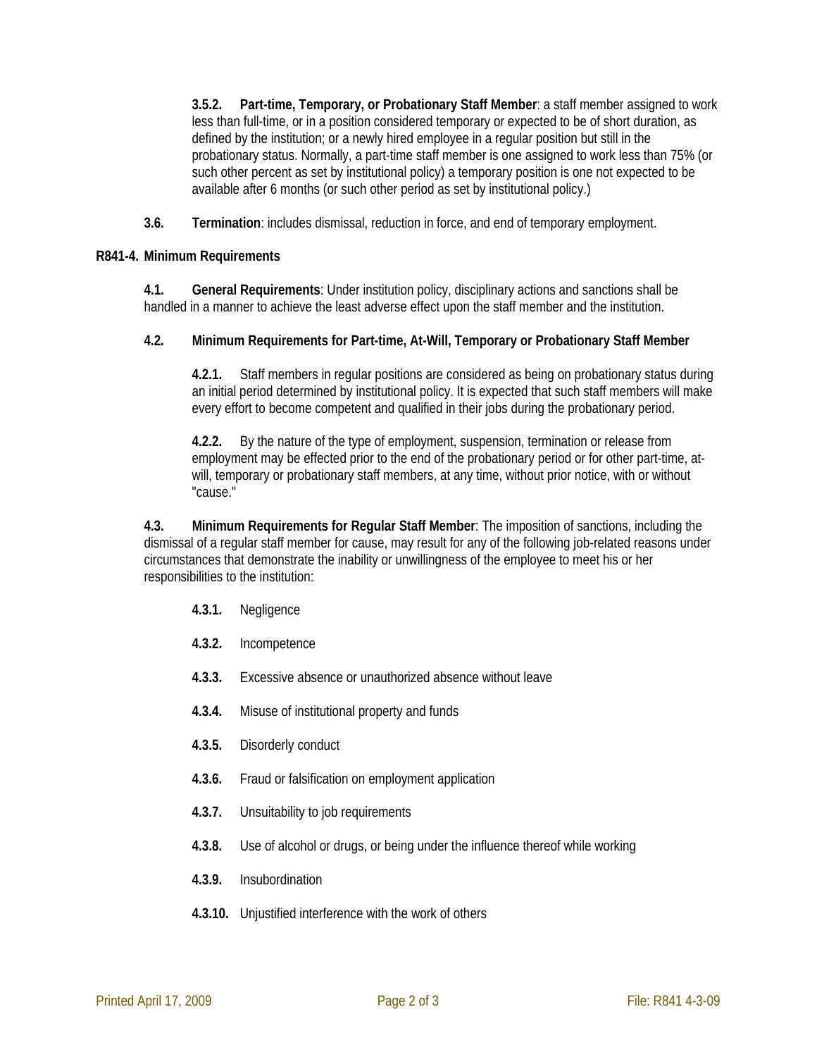**3.5.2. Part-time, Temporary, or Probationary Staff Member**: a staff member assigned to work less than full-time, or in a position considered temporary or expected to be of short duration, as defined by the institution; or a newly hired employee in a regular position but still in the probationary status. Normally, a part-time staff member is one assigned to work less than 75% (or such other percent as set by institutional policy) a temporary position is one not expected to be available after 6 months (or such other period as set by institutional policy.)

**3.6. Termination**: includes dismissal, reduction in force, and end of temporary employment.

## R841-4. Minimum Requirements

**4.1. General Requirements**: Under institution policy, disciplinary actions and sanctions shall be handled in a manner to achieve the least adverse effect upon the staff member and the institution.

**4.2. Minimum Requirements for Part-time, At-Will, Temporary or Probationary Staff Member**

**4.2.1.** Staff members in regular positions are considered as being on probationary status during an initial period determined by institutional policy. It is expected that such staff members will make every effort to become competent and qualified in their jobs during the probationary period.

**4.2.2.** By the nature of the type of employment, suspension, termination or release from employment may be effected prior to the end of the probationary period or for other part-time, at-will, temporary or probationary staff members, at any time, without prior notice, with or without "cause."

**4.3. Minimum Requirements for Regular Staff Member**: The imposition of sanctions, including the dismissal of a regular staff member for cause, may result for any of the following job-related reasons under circumstances that demonstrate the inability or unwillingness of the employee to meet his or her responsibilities to the institution:

**4.3.1.** Negligence

**4.3.2.** Incompetence

**4.3.3.** Excessive absence or unauthorized absence without leave

**4.3.4.** Misuse of institutional property and funds

**4.3.5.** Disorderly conduct

**4.3.6.** Fraud or falsification on employment application

**4.3.7.** Unsuitability to job requirements

**4.3.8.** Use of alcohol or drugs, or being under the influence thereof while working

**4.3.9.** Insubordination

**4.3.10.** Unjustified interference with the work of others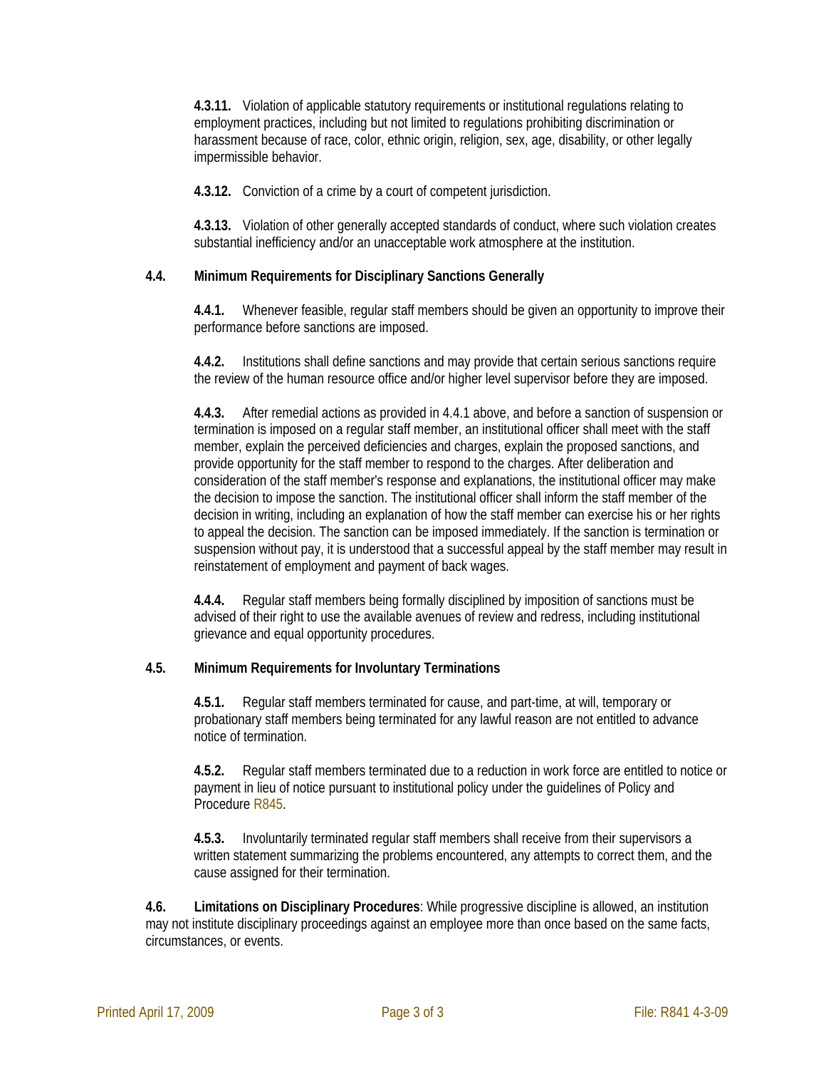**4.3.11.** Violation of applicable statutory requirements or institutional regulations relating to employment practices, including but not limited to regulations prohibiting discrimination or harassment because of race, color, ethnic origin, religion, sex, age, disability, or other legally impermissible behavior.

**4.3.12.** Conviction of a crime by a court of competent jurisdiction.

**4.3.13.** Violation of other generally accepted standards of conduct, where such violation creates substantial inefficiency and/or an unacceptable work atmosphere at the institution.

**4.4. Minimum Requirements for Disciplinary Sanctions Generally**

**4.4.1.** Whenever feasible, regular staff members should be given an opportunity to improve their performance before sanctions are imposed.

**4.4.2.** Institutions shall define sanctions and may provide that certain serious sanctions require the review of the human resource office and/or higher level supervisor before they are imposed.

**4.4.3.** After remedial actions as provided in 4.4.1 above, and before a sanction of suspension or termination is imposed on a regular staff member, an institutional officer shall meet with the staff member, explain the perceived deficiencies and charges, explain the proposed sanctions, and provide opportunity for the staff member to respond to the charges. After deliberation and consideration of the staff member's response and explanations, the institutional officer may make the decision to impose the sanction. The institutional officer shall inform the staff member of the decision in writing, including an explanation of how the staff member can exercise his or her rights to appeal the decision. The sanction can be imposed immediately. If the sanction is termination or suspension without pay, it is understood that a successful appeal by the staff member may result in reinstatement of employment and payment of back wages.

**4.4.4.** Regular staff members being formally disciplined by imposition of sanctions must be advised of their right to use the available avenues of review and redress, including institutional grievance and equal opportunity procedures.

**4.5. Minimum Requirements for Involuntary Terminations**

**4.5.1.** Regular staff members terminated for cause, and part-time, at will, temporary or probationary staff members being terminated for any lawful reason are not entitled to advance notice of termination.

**4.5.2.** Regular staff members terminated due to a reduction in work force are entitled to notice or payment in lieu of notice pursuant to institutional policy under the guidelines of Policy and Procedure R845.

**4.5.3.** Involuntarily terminated regular staff members shall receive from their supervisors a written statement summarizing the problems encountered, any attempts to correct them, and the cause assigned for their termination.

**4.6. Limitations on Disciplinary Procedures**: While progressive discipline is allowed, an institution may not institute disciplinary proceedings against an employee more than once based on the same facts, circumstances, or events.